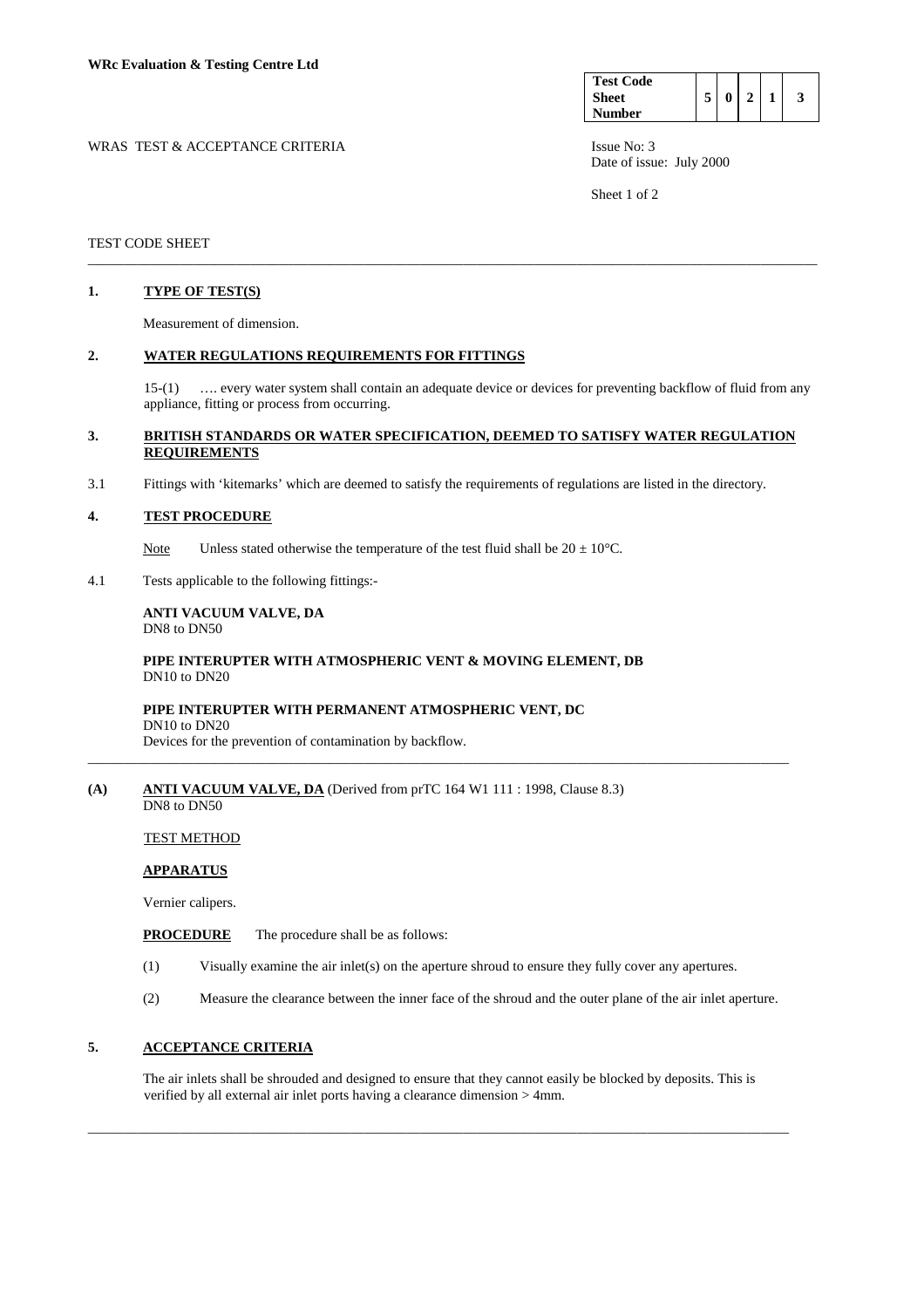**WRc Evaluation & Testing Centre Ltd**

| Test Code Sheet Number | 5 | 0 | 2 | 1 | 3 |
|---|---|---|---|---|---|

WRAS TEST & ACCEPTANCE CRITERIA

Issue No: 3
Date of issue: July 2000

TEST CODE SHEET

## 1. TYPE OF TEST(S)

Measurement of dimension.

## 2. WATER REGULATIONS REQUIREMENTS FOR FITTINGS

15-(1) …. every water system shall contain an adequate device or devices for preventing backflow of fluid from any appliance, fitting or process from occurring.

## 3. BRITISH STANDARDS OR WATER SPECIFICATION, DEEMED TO SATISFY WATER REGULATION REQUIREMENTS

3.1 Fittings with 'kitemarks' which are deemed to satisfy the requirements of regulations are listed in the directory.

## 4. TEST PROCEDURE

Note Unless stated otherwise the temperature of the test fluid shall be 20 ± 10°C.

4.1 Tests applicable to the following fittings:-

**ANTI VACUUM VALVE, DA**
DN8 to DN50

**PIPE INTERUPTER WITH ATMOSPHERIC VENT & MOVING ELEMENT, DB**
DN10 to DN20

**PIPE INTERUPTER WITH PERMANENT ATMOSPHERIC VENT, DC**
DN10 to DN20
Devices for the prevention of contamination by backflow.

---

**(A) ANTI VACUUM VALVE, DA** (Derived from prTC 164 W1 111 : 1998, Clause 8.3)
DN8 to DN50

TEST METHOD

**APPARATUS**

Vernier calipers.

**PROCEDURE** The procedure shall be as follows:

(1) Visually examine the air inlet(s) on the aperture shroud to ensure they fully cover any apertures.

(2) Measure the clearance between the inner face of the shroud and the outer plane of the air inlet aperture.

## 5. ACCEPTANCE CRITERIA

The air inlets shall be shrouded and designed to ensure that they cannot easily be blocked by deposits. This is verified by all external air inlet ports having a clearance dimension > 4mm.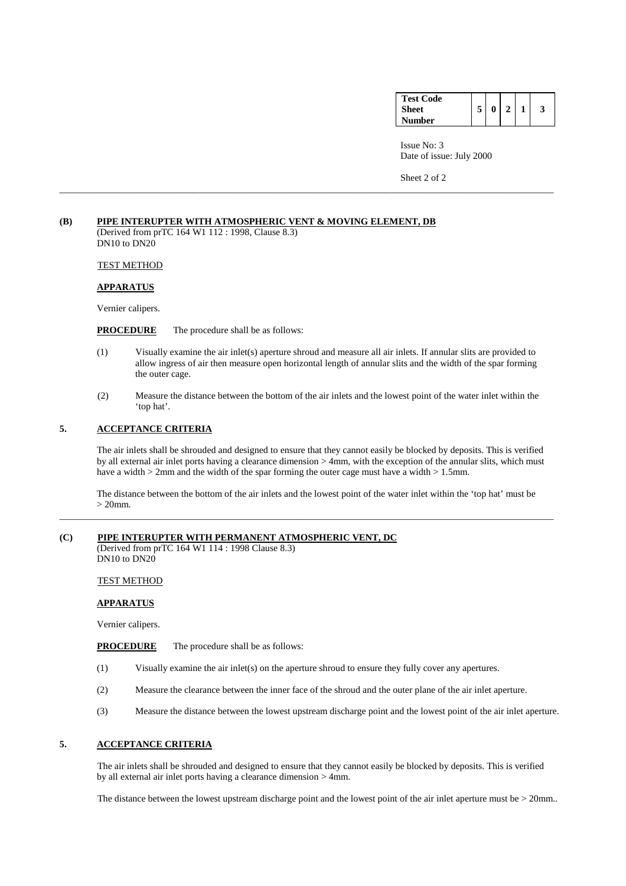| Test Code Sheet Number | 5 | 0 | 2 | 1 | 3 |
|---|---|---|---|---|---|

Issue No: 3
Date of issue: July 2000

---

**(B)** **PIPE INTERUPTER WITH ATMOSPHERIC VENT & MOVING ELEMENT, DB**
(Derived from prTC 164 W1 112 : 1998, Clause 8.3)
DN10 to DN20

TEST METHOD

**APPARATUS**

Vernier calipers.

**PROCEDURE** The procedure shall be as follows:

(1) Visually examine the air inlet(s) aperture shroud and measure all air inlets. If annular slits are provided to allow ingress of air then measure open horizontal length of annular slits and the width of the spar forming the outer cage.

(2) Measure the distance between the bottom of the air inlets and the lowest point of the water inlet within the 'top hat'.

**5. ACCEPTANCE CRITERIA**

The air inlets shall be shrouded and designed to ensure that they cannot easily be blocked by deposits. This is verified by all external air inlet ports having a clearance dimension > 4mm, with the exception of the annular slits, which must have a width > 2mm and the width of the spar forming the outer cage must have a width > 1.5mm.

The distance between the bottom of the air inlets and the lowest point of the water inlet within the 'top hat' must be > 20mm.

---

**(C)** **PIPE INTERUPTER WITH PERMANENT ATMOSPHERIC VENT, DC**
(Derived from prTC 164 W1 114 : 1998 Clause 8.3)
DN10 to DN20

TEST METHOD

**APPARATUS**

Vernier calipers.

**PROCEDURE** The procedure shall be as follows:

(1) Visually examine the air inlet(s) on the aperture shroud to ensure they fully cover any apertures.

(2) Measure the clearance between the inner face of the shroud and the outer plane of the air inlet aperture.

(3) Measure the distance between the lowest upstream discharge point and the lowest point of the air inlet aperture.

**5. ACCEPTANCE CRITERIA**

The air inlets shall be shrouded and designed to ensure that they cannot easily be blocked by deposits. This is verified by all external air inlet ports having a clearance dimension > 4mm.

The distance between the lowest upstream discharge point and the lowest point of the air inlet aperture must be > 20mm..